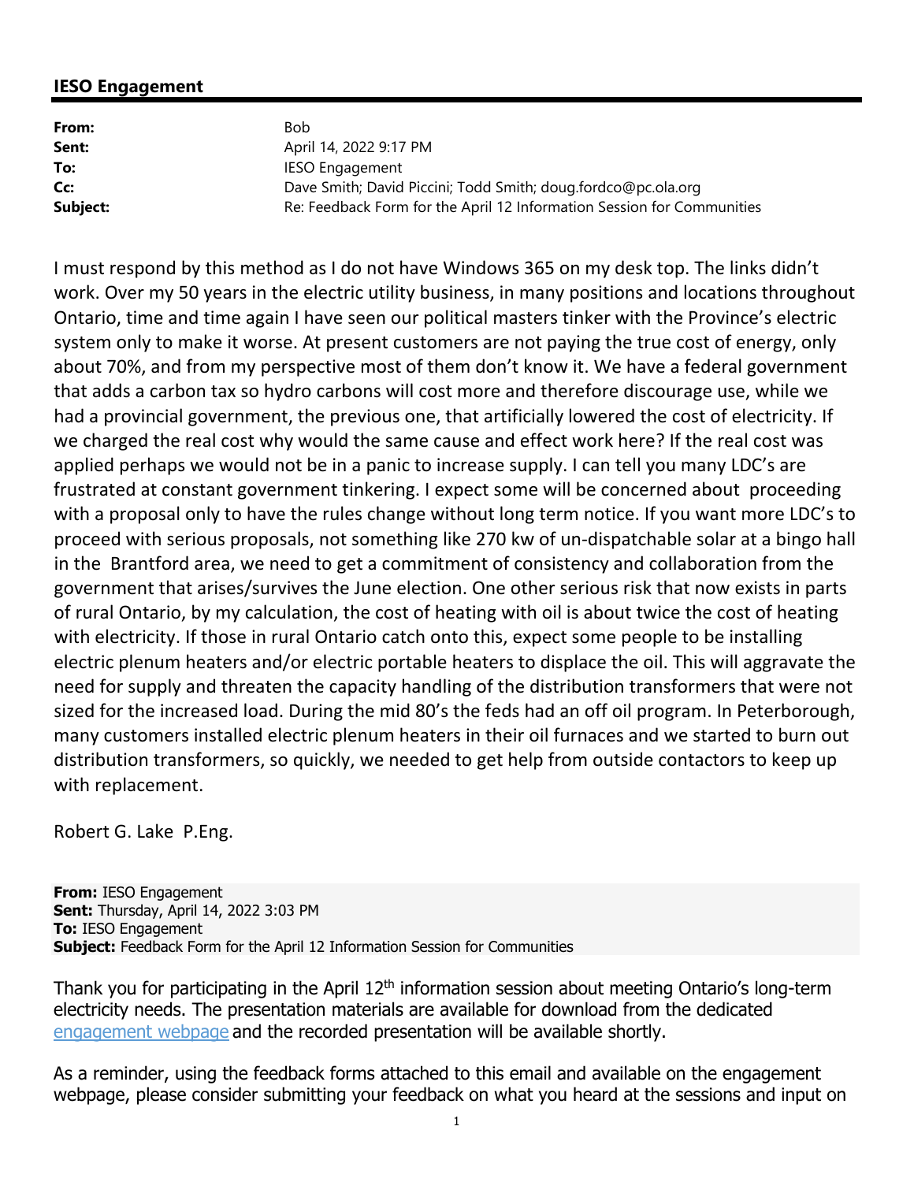**IESO Engagement**

---

| | |
|---|---|
| **From:** | Bob |
| **Sent:** | April 14, 2022 9:17 PM |
| **To:** | IESO Engagement |
| **Cc:** | Dave Smith; David Piccini; Todd Smith; doug.fordco@pc.ola.org |
| **Subject:** | Re: Feedback Form for the April 12 Information Session for Communities |

I must respond by this method as I do not have Windows 365 on my desk top. The links didn't work. Over my 50 years in the electric utility business, in many positions and locations throughout Ontario, time and time again I have seen our political masters tinker with the Province's electric system only to make it worse. At present customers are not paying the true cost of energy, only about 70%, and from my perspective most of them don't know it. We have a federal government that adds a carbon tax so hydro carbons will cost more and therefore discourage use, while we had a provincial government, the previous one, that artificially lowered the cost of electricity. If we charged the real cost why would the same cause and effect work here? If the real cost was applied perhaps we would not be in a panic to increase supply. I can tell you many LDC's are frustrated at constant government tinkering. I expect some will be concerned about proceeding with a proposal only to have the rules change without long term notice. If you want more LDC's to proceed with serious proposals, not something like 270 kw of un-dispatchable solar at a bingo hall in the Brantford area, we need to get a commitment of consistency and collaboration from the government that arises/survives the June election. One other serious risk that now exists in parts of rural Ontario, by my calculation, the cost of heating with oil is about twice the cost of heating with electricity. If those in rural Ontario catch onto this, expect some people to be installing electric plenum heaters and/or electric portable heaters to displace the oil. This will aggravate the need for supply and threaten the capacity handling of the distribution transformers that were not sized for the increased load. During the mid 80's the feds had an off oil program. In Peterborough, many customers installed electric plenum heaters in their oil furnaces and we started to burn out distribution transformers, so quickly, we needed to get help from outside contactors to keep up with replacement.

Robert G. Lake P.Eng.

**From:** IESO Engagement
**Sent:** Thursday, April 14, 2022 3:03 PM
**To:** IESO Engagement
**Subject:** Feedback Form for the April 12 Information Session for Communities

Thank you for participating in the April 12th information session about meeting Ontario's long-term electricity needs. The presentation materials are available for download from the dedicated engagement webpage and the recorded presentation will be available shortly.

As a reminder, using the feedback forms attached to this email and available on the engagement webpage, please consider submitting your feedback on what you heard at the sessions and input on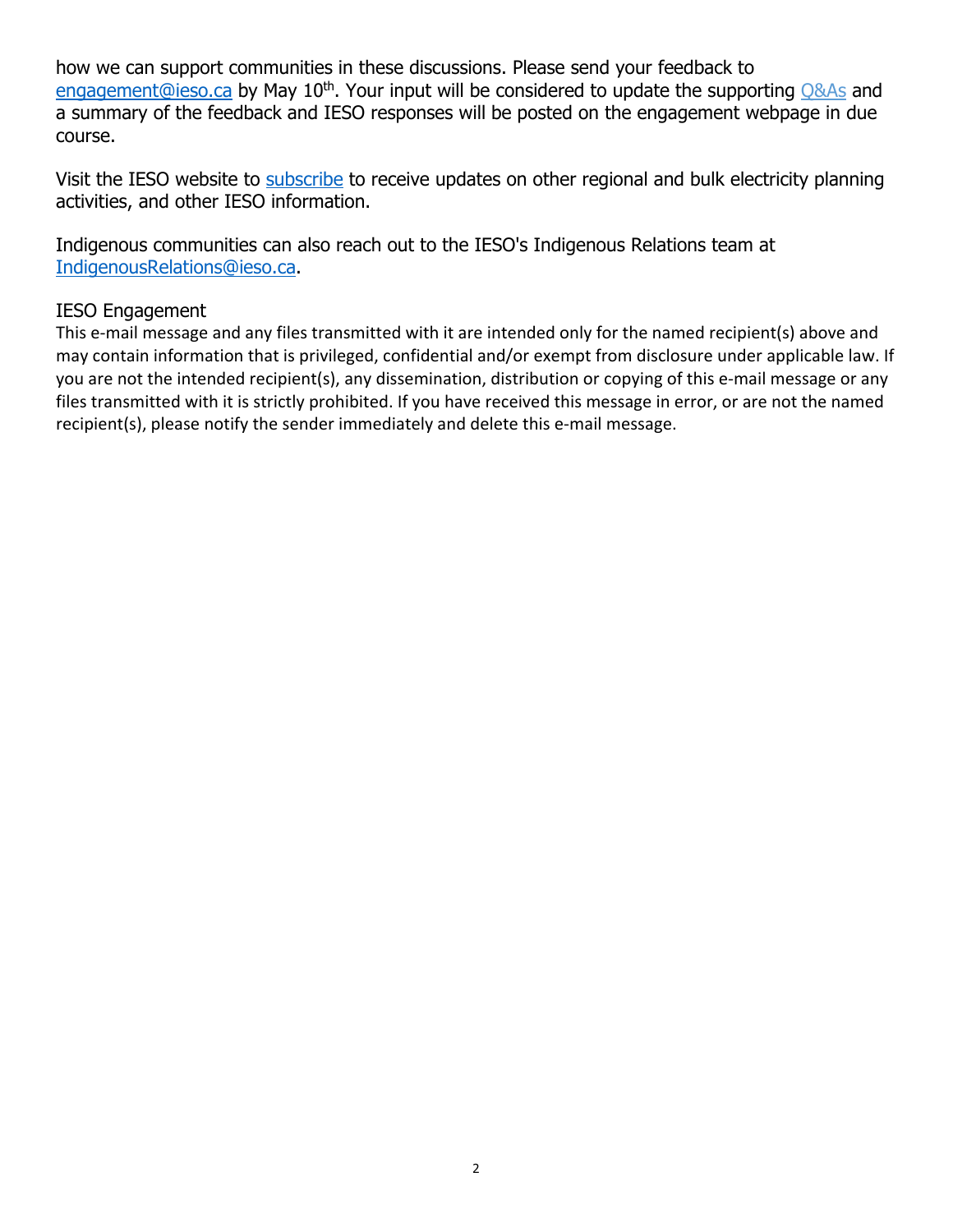how we can support communities in these discussions. Please send your feedback to engagement@ieso.ca by May 10th. Your input will be considered to update the supporting Q&As and a summary of the feedback and IESO responses will be posted on the engagement webpage in due course.

Visit the IESO website to subscribe to receive updates on other regional and bulk electricity planning activities, and other IESO information.

Indigenous communities can also reach out to the IESO's Indigenous Relations team at IndigenousRelations@ieso.ca.

IESO Engagement

This e-mail message and any files transmitted with it are intended only for the named recipient(s) above and may contain information that is privileged, confidential and/or exempt from disclosure under applicable law. If you are not the intended recipient(s), any dissemination, distribution or copying of this e-mail message or any files transmitted with it is strictly prohibited. If you have received this message in error, or are not the named recipient(s), please notify the sender immediately and delete this e-mail message.